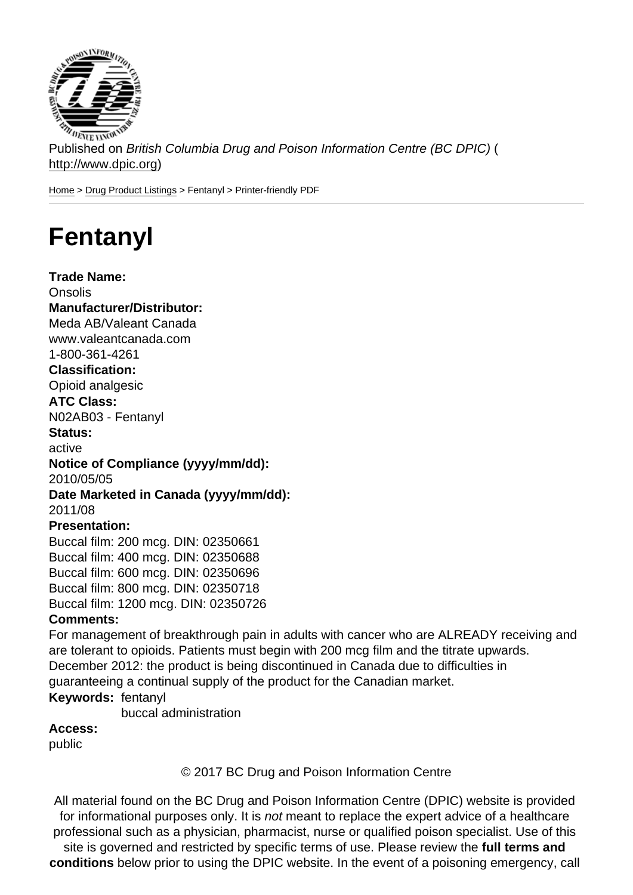Published on *British Columbia Drug and Poison Information Centre (BC DPIC)* (http://www.dpic.org)

Home > Drug Product Listings > Fentanyl > Printer-friendly PDF

# Fentanyl

**Trade Name:**
Onsolis
**Manufacturer/Distributor:**
Meda AB/Valeant Canada
www.valeantcanada.com
1-800-361-4261
**Classification:**
Opioid analgesic
**ATC Class:**
N02AB03 - Fentanyl
**Status:**
active
**Notice of Compliance (yyyy/mm/dd):**
2010/05/05
**Date Marketed in Canada (yyyy/mm/dd):**
2011/08
**Presentation:**
Buccal film: 200 mcg. DIN: 02350661
Buccal film: 400 mcg. DIN: 02350688
Buccal film: 600 mcg. DIN: 02350696
Buccal film: 800 mcg. DIN: 02350718
Buccal film: 1200 mcg. DIN: 02350726
**Comments:**
For management of breakthrough pain in adults with cancer who are ALREADY receiving and are tolerant to opioids. Patients must begin with 200 mcg film and the titrate upwards.
December 2012: the product is being discontinued in Canada due to difficulties in guaranteeing a continual supply of the product for the Canadian market.
**Keywords:** fentanyl
buccal administration
**Access:**
public

© 2017 BC Drug and Poison Information Centre

All material found on the BC Drug and Poison Information Centre (DPIC) website is provided for informational purposes only. It is *not* meant to replace the expert advice of a healthcare professional such as a physician, pharmacist, nurse or qualified poison specialist. Use of this site is governed and restricted by specific terms of use. Please review the **full terms and conditions** below prior to using the DPIC website. In the event of a poisoning emergency, call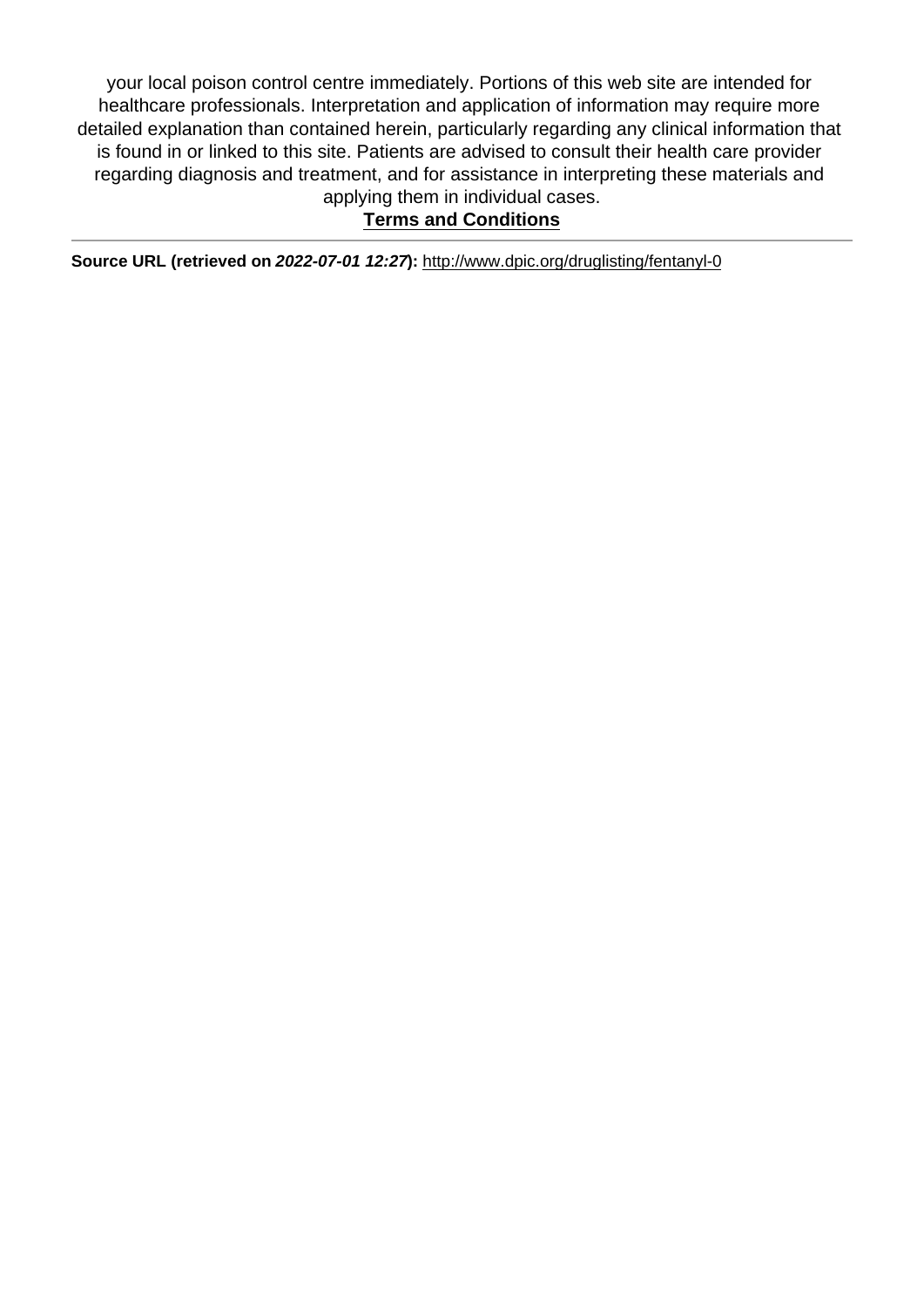your local poison control centre immediately. Portions of this web site are intended for healthcare professionals. Interpretation and application of information may require more detailed explanation than contained herein, particularly regarding any clinical information that is found in or linked to this site. Patients are advised to consult their health care provider regarding diagnosis and treatment, and for assistance in interpreting these materials and applying them in individual cases.

**Terms and Conditions**

---

**Source URL (retrieved on *2022-07-01 12:27*):** http://www.dpic.org/druglisting/fentanyl-0